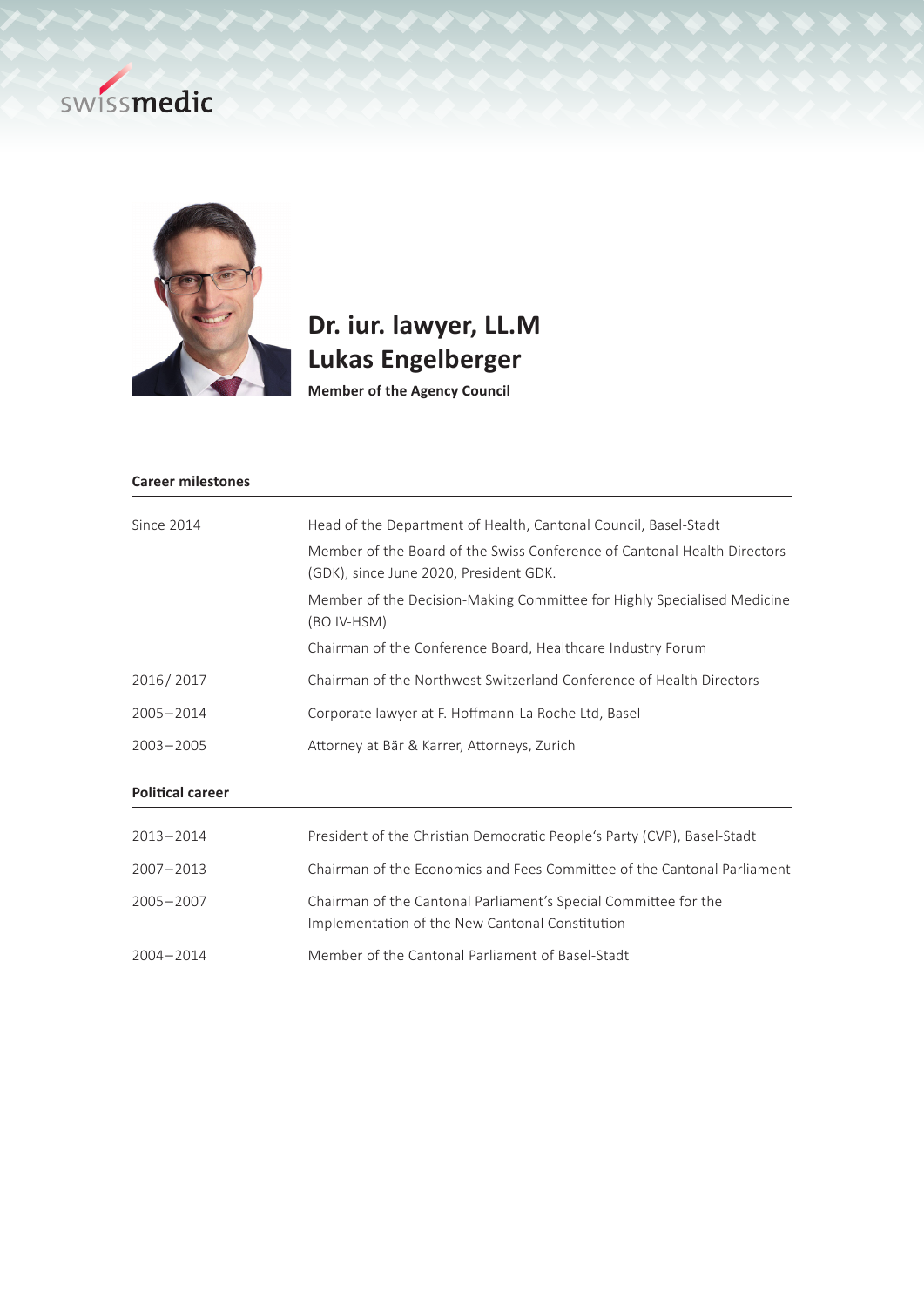# Dr. iur. lawyer, LL.M
# Lukas Engelberger

**Member of the Agency Council**

## Career milestones

| | |
|---|---|
| Since 2014 | Head of the Department of Health, Cantonal Council, Basel-Stadt |
| | Member of the Board of the Swiss Conference of Cantonal Health Directors (GDK), since June 2020, President GDK. |
| | Member of the Decision-Making Committee for Highly Specialised Medicine (BO IV-HSM) |
| | Chairman of the Conference Board, Healthcare Industry Forum |
| 2016 / 2017 | Chairman of the Northwest Switzerland Conference of Health Directors |
| 2005 – 2014 | Corporate lawyer at F. Hoffmann-La Roche Ltd, Basel |
| 2003 – 2005 | Attorney at Bär & Karrer, Attorneys, Zurich |

## Political career

| | |
|---|---|
| 2013 – 2014 | President of the Christian Democratic People's Party (CVP), Basel-Stadt |
| 2007 – 2013 | Chairman of the Economics and Fees Committee of the Cantonal Parliament |
| 2005 – 2007 | Chairman of the Cantonal Parliament's Special Committee for the Implementation of the New Cantonal Constitution |
| 2004 – 2014 | Member of the Cantonal Parliament of Basel-Stadt |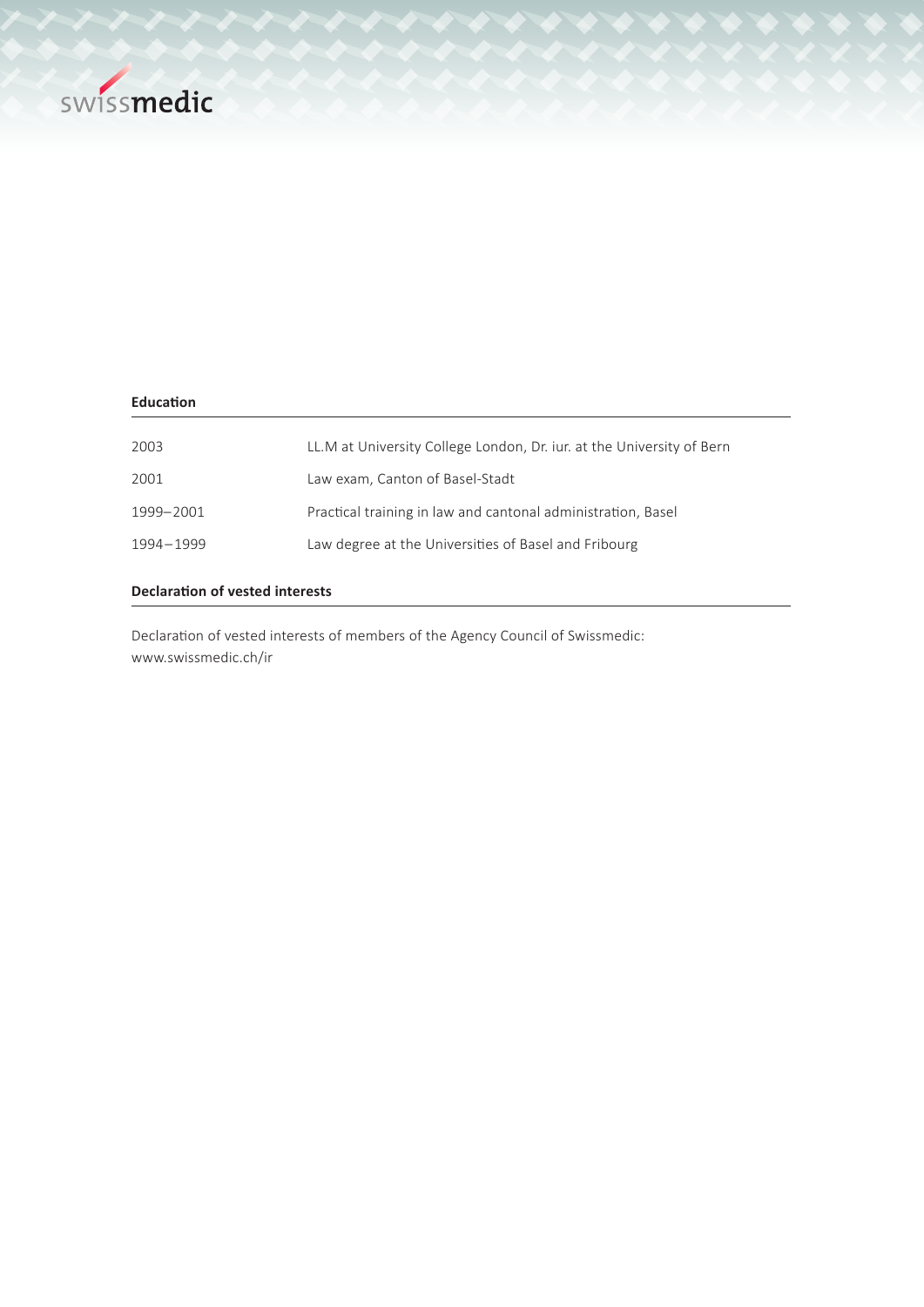## Education

| | |
|---|---|
| 2003 | LL.M at University College London, Dr. iur. at the University of Bern |
| 2001 | Law exam, Canton of Basel-Stadt |
| 1999–2001 | Practical training in law and cantonal administration, Basel |
| 1994–1999 | Law degree at the Universities of Basel and Fribourg |

## Declaration of vested interests

Declaration of vested interests of members of the Agency Council of Swissmedic:
www.swissmedic.ch/ir